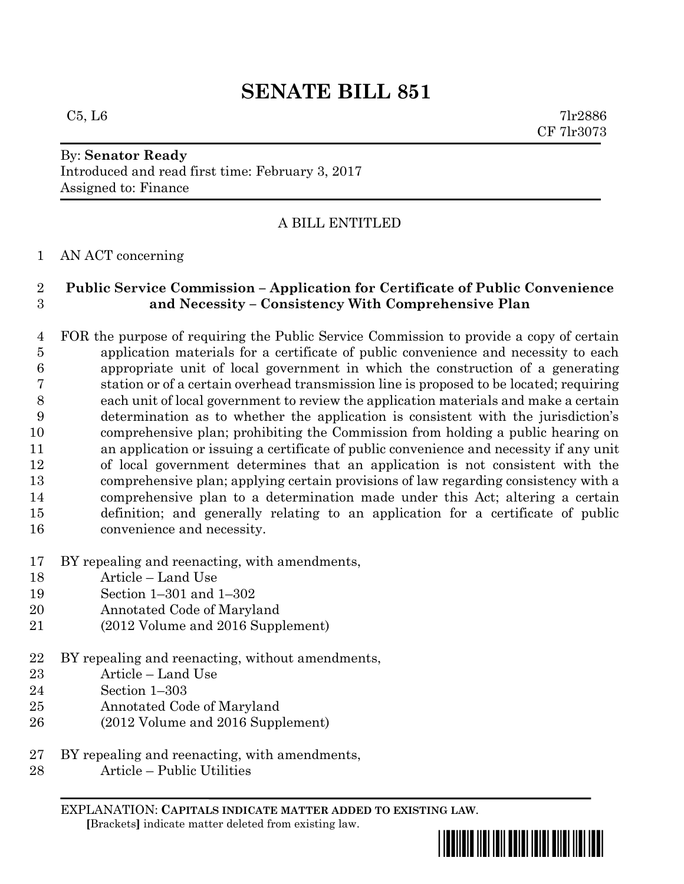# SENATE BILL 851

C5, L6 7lr2886
CF 7lr3073

By: **Senator Ready**
Introduced and read first time: February 3, 2017
Assigned to: Finance

A BILL ENTITLED

1 AN ACT concerning

2 **Public Service Commission – Application for Certificate of Public Convenience**
3 **and Necessity – Consistency With Comprehensive Plan**

4 FOR the purpose of requiring the Public Service Commission to provide a copy of certain
5 application materials for a certificate of public convenience and necessity to each
6 appropriate unit of local government in which the construction of a generating
7 station or of a certain overhead transmission line is proposed to be located; requiring
8 each unit of local government to review the application materials and make a certain
9 determination as to whether the application is consistent with the jurisdiction's
10 comprehensive plan; prohibiting the Commission from holding a public hearing on
11 an application or issuing a certificate of public convenience and necessity if any unit
12 of local government determines that an application is not consistent with the
13 comprehensive plan; applying certain provisions of law regarding consistency with a
14 comprehensive plan to a determination made under this Act; altering a certain
15 definition; and generally relating to an application for a certificate of public
16 convenience and necessity.

17 BY repealing and reenacting, with amendments,
18 Article – Land Use
19 Section 1–301 and 1–302
20 Annotated Code of Maryland
21 (2012 Volume and 2016 Supplement)

22 BY repealing and reenacting, without amendments,
23 Article – Land Use
24 Section 1–303
25 Annotated Code of Maryland
26 (2012 Volume and 2016 Supplement)

27 BY repealing and reenacting, with amendments,
28 Article – Public Utilities

EXPLANATION: **CAPITALS INDICATE MATTER ADDED TO EXISTING LAW.**
**[**Brackets**]** indicate matter deleted from existing law.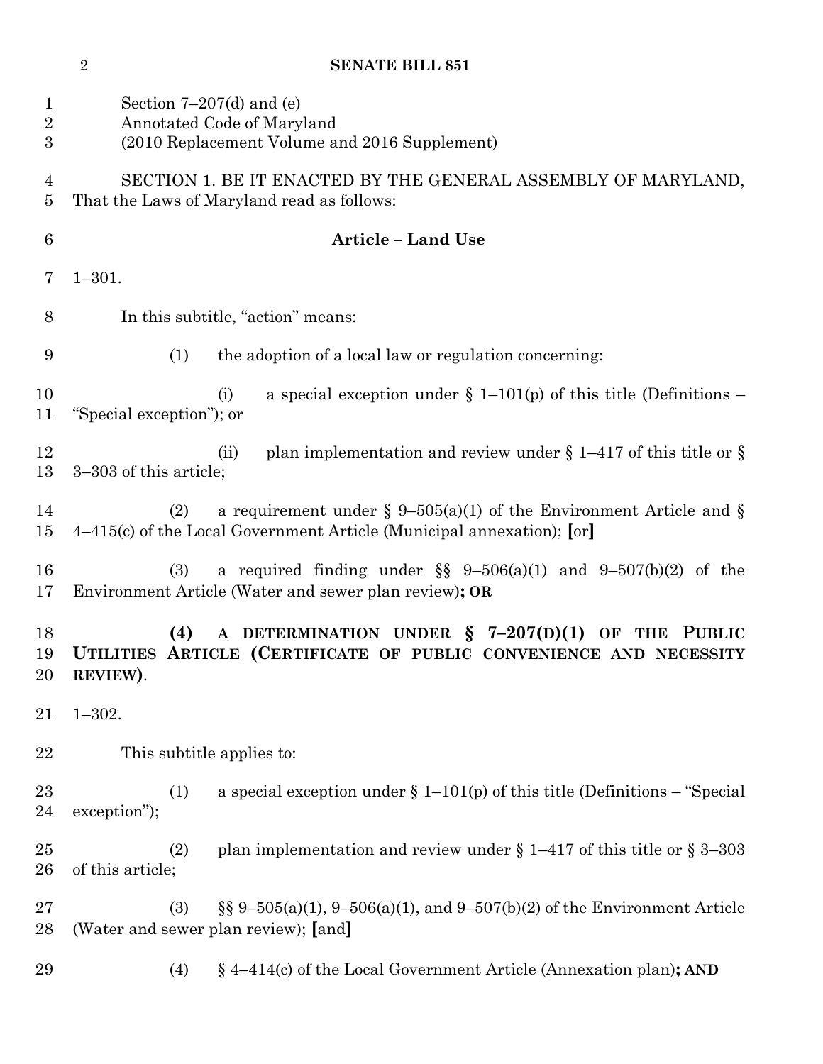Section 7–207(d) and (e)
Annotated Code of Maryland
(2010 Replacement Volume and 2016 Supplement)

SECTION 1. BE IT ENACTED BY THE GENERAL ASSEMBLY OF MARYLAND, That the Laws of Maryland read as follows:

**Article – Land Use**

1–301.

In this subtitle, "action" means:

(1) the adoption of a local law or regulation concerning:

(i) a special exception under § 1–101(p) of this title (Definitions – "Special exception"); or

(ii) plan implementation and review under § 1–417 of this title or § 3–303 of this article;

(2) a requirement under § 9–505(a)(1) of the Environment Article and § 4–415(c) of the Local Government Article (Municipal annexation); **[**or**]**

(3) a required finding under §§ 9–506(a)(1) and 9–507(b)(2) of the Environment Article (Water and sewer plan review)**; OR**

**(4) A DETERMINATION UNDER § 7–207(D)(1) OF THE PUBLIC UTILITIES ARTICLE (CERTIFICATE OF PUBLIC CONVENIENCE AND NECESSITY REVIEW)**.

1–302.

This subtitle applies to:

(1) a special exception under § 1–101(p) of this title (Definitions – "Special exception");

(2) plan implementation and review under § 1–417 of this title or § 3–303 of this article;

(3) §§ 9–505(a)(1), 9–506(a)(1), and 9–507(b)(2) of the Environment Article (Water and sewer plan review); **[**and**]**

(4) § 4–414(c) of the Local Government Article (Annexation plan)**; AND**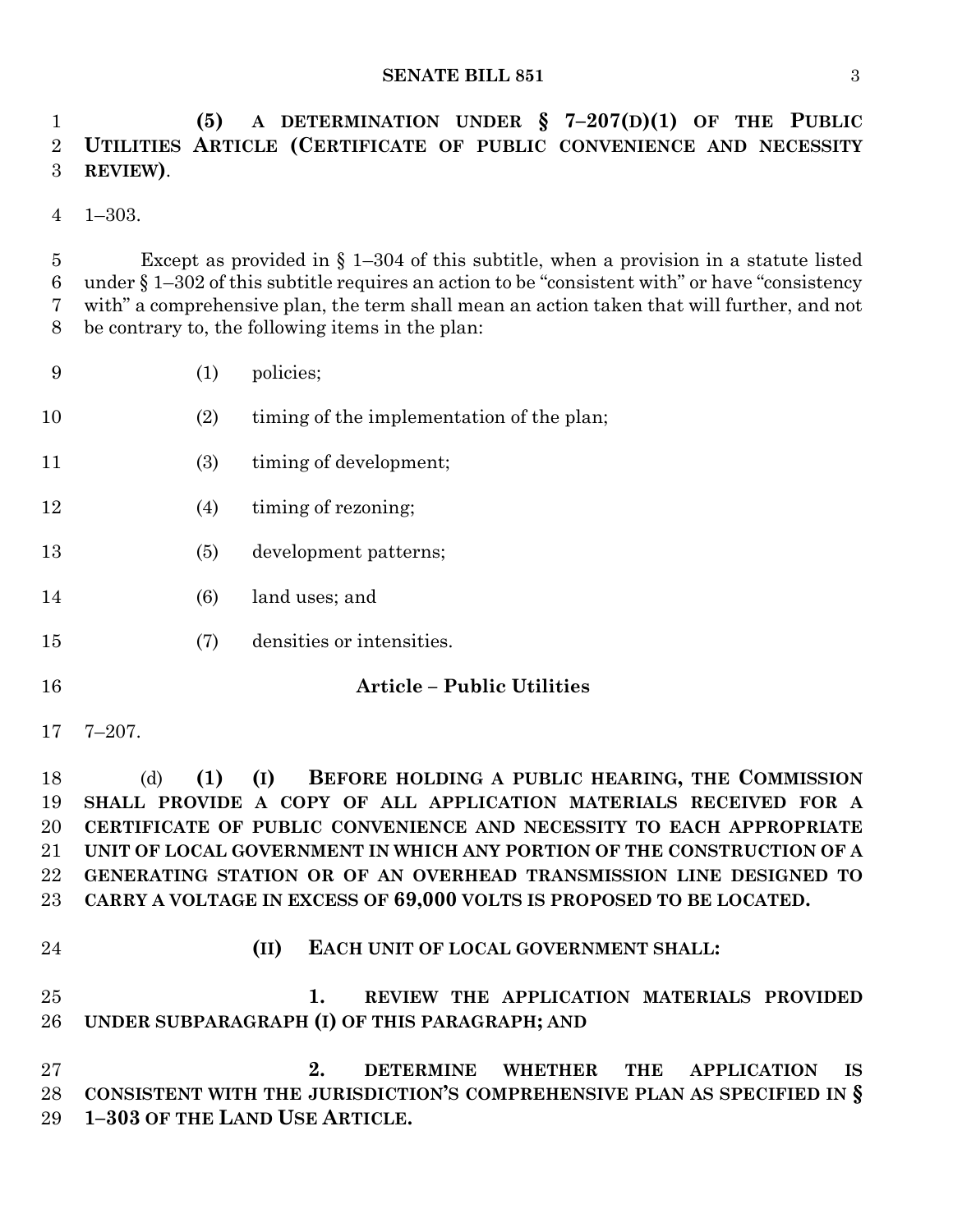**(5) A DETERMINATION UNDER § 7–207(D)(1) OF THE PUBLIC UTILITIES ARTICLE (CERTIFICATE OF PUBLIC CONVENIENCE AND NECESSITY REVIEW)**.

1–303.

Except as provided in § 1–304 of this subtitle, when a provision in a statute listed under § 1–302 of this subtitle requires an action to be "consistent with" or have "consistency with" a comprehensive plan, the term shall mean an action taken that will further, and not be contrary to, the following items in the plan:

(1) policies;

(2) timing of the implementation of the plan;

(3) timing of development;

(4) timing of rezoning;

(5) development patterns;

(6) land uses; and

(7) densities or intensities.

## Article – Public Utilities

7–207.

(d) **(1) (I) BEFORE HOLDING A PUBLIC HEARING, THE COMMISSION SHALL PROVIDE A COPY OF ALL APPLICATION MATERIALS RECEIVED FOR A CERTIFICATE OF PUBLIC CONVENIENCE AND NECESSITY TO EACH APPROPRIATE UNIT OF LOCAL GOVERNMENT IN WHICH ANY PORTION OF THE CONSTRUCTION OF A GENERATING STATION OR OF AN OVERHEAD TRANSMISSION LINE DESIGNED TO CARRY A VOLTAGE IN EXCESS OF 69,000 VOLTS IS PROPOSED TO BE LOCATED.**

**(II) EACH UNIT OF LOCAL GOVERNMENT SHALL:**

**1. REVIEW THE APPLICATION MATERIALS PROVIDED UNDER SUBPARAGRAPH (I) OF THIS PARAGRAPH; AND**

**2. DETERMINE WHETHER THE APPLICATION IS CONSISTENT WITH THE JURISDICTION'S COMPREHENSIVE PLAN AS SPECIFIED IN § 1–303 OF THE LAND USE ARTICLE.**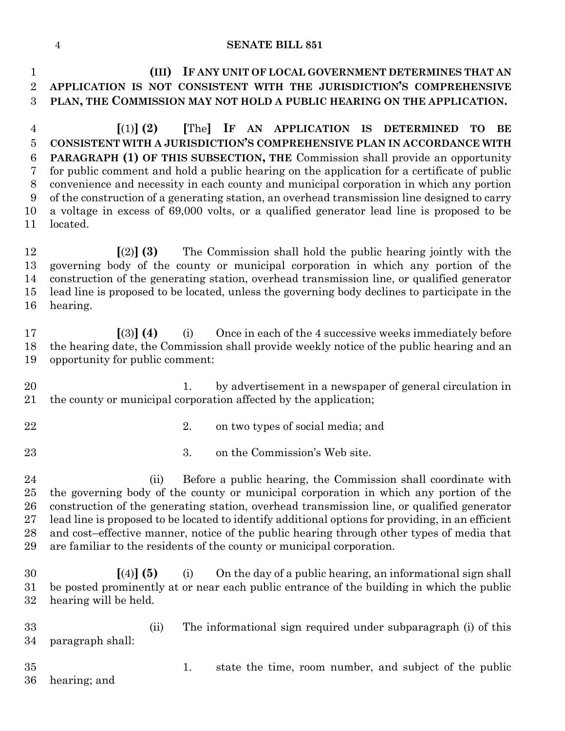**(III) IF ANY UNIT OF LOCAL GOVERNMENT DETERMINES THAT AN APPLICATION IS NOT CONSISTENT WITH THE JURISDICTION'S COMPREHENSIVE PLAN, THE COMMISSION MAY NOT HOLD A PUBLIC HEARING ON THE APPLICATION.**

[(1)] **(2)** [The] **IF AN APPLICATION IS DETERMINED TO BE CONSISTENT WITH A JURISDICTION'S COMPREHENSIVE PLAN IN ACCORDANCE WITH PARAGRAPH (1) OF THIS SUBSECTION, THE** Commission shall provide an opportunity for public comment and hold a public hearing on the application for a certificate of public convenience and necessity in each county and municipal corporation in which any portion of the construction of a generating station, an overhead transmission line designed to carry a voltage in excess of 69,000 volts, or a qualified generator lead line is proposed to be located.

[(2)] **(3)** The Commission shall hold the public hearing jointly with the governing body of the county or municipal corporation in which any portion of the construction of the generating station, overhead transmission line, or qualified generator lead line is proposed to be located, unless the governing body declines to participate in the hearing.

[(3)] **(4)** (i) Once in each of the 4 successive weeks immediately before the hearing date, the Commission shall provide weekly notice of the public hearing and an opportunity for public comment:

1. by advertisement in a newspaper of general circulation in the county or municipal corporation affected by the application;

2. on two types of social media; and

3. on the Commission's Web site.

(ii) Before a public hearing, the Commission shall coordinate with the governing body of the county or municipal corporation in which any portion of the construction of the generating station, overhead transmission line, or qualified generator lead line is proposed to be located to identify additional options for providing, in an efficient and cost–effective manner, notice of the public hearing through other types of media that are familiar to the residents of the county or municipal corporation.

[(4)] **(5)** (i) On the day of a public hearing, an informational sign shall be posted prominently at or near each public entrance of the building in which the public hearing will be held.

(ii) The informational sign required under subparagraph (i) of this paragraph shall:

1. state the time, room number, and subject of the public hearing; and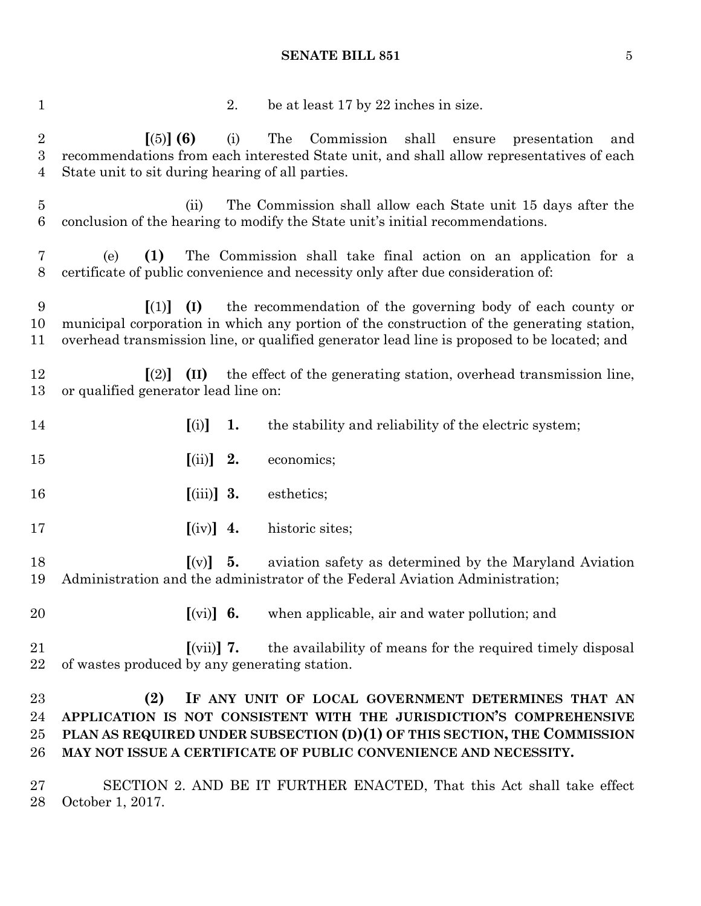2. be at least 17 by 22 inches in size.

[(5)] **(6)** (i) The Commission shall ensure presentation and recommendations from each interested State unit, and shall allow representatives of each State unit to sit during hearing of all parties.

(ii) The Commission shall allow each State unit 15 days after the conclusion of the hearing to modify the State unit's initial recommendations.

(e) **(1)** The Commission shall take final action on an application for a certificate of public convenience and necessity only after due consideration of:

[(1)] **(I)** the recommendation of the governing body of each county or municipal corporation in which any portion of the construction of the generating station, overhead transmission line, or qualified generator lead line is proposed to be located; and

[(2)] **(II)** the effect of the generating station, overhead transmission line, or qualified generator lead line on:

[(i)] **1.** the stability and reliability of the electric system;

[(ii)] **2.** economics;

[(iii)] **3.** esthetics;

[(iv)] **4.** historic sites;

[(v)] **5.** aviation safety as determined by the Maryland Aviation Administration and the administrator of the Federal Aviation Administration;

[(vi)] **6.** when applicable, air and water pollution; and

[(vii)] **7.** the availability of means for the required timely disposal of wastes produced by any generating station.

**(2) IF ANY UNIT OF LOCAL GOVERNMENT DETERMINES THAT AN APPLICATION IS NOT CONSISTENT WITH THE JURISDICTION'S COMPREHENSIVE PLAN AS REQUIRED UNDER SUBSECTION (D)(1) OF THIS SECTION, THE COMMISSION MAY NOT ISSUE A CERTIFICATE OF PUBLIC CONVENIENCE AND NECESSITY.**

SECTION 2. AND BE IT FURTHER ENACTED, That this Act shall take effect October 1, 2017.